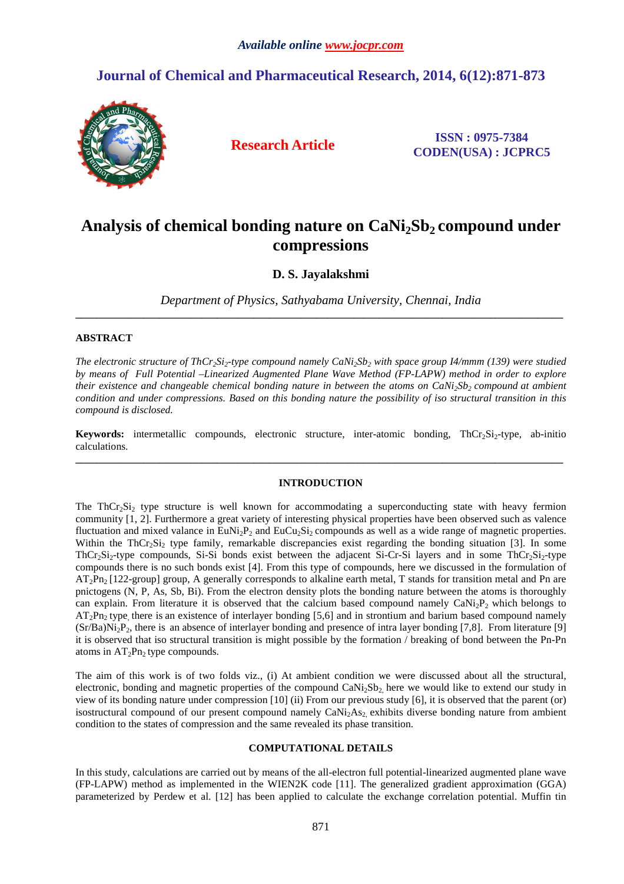*Available online www.jocpr.com*

## Journal of Chemical and Pharmaceutical Research, 2014, 6(12):871-873

**Research Article**

**ISSN : 0975-7384**
**CODEN(USA) : JCPRC5**

# Analysis of chemical bonding nature on $CaNi_2Sb_2$ compound under compressions

**D. S. Jayalakshmi**

*Department of Physics, Sathyabama University, Chennai, India*

---

**ABSTRACT**

*The electronic structure of $ThCr_2Si_2$-type compound namely $CaNi_2Sb_2$ with space group I4/mmm (139) were studied by means of Full Potential –Linearized Augmented Plane Wave Method (FP-LAPW) method in order to explore their existence and changeable chemical bonding nature in between the atoms on $CaNi_2Sb_2$ compound at ambient condition and under compressions. Based on this bonding nature the possibility of iso structural transition in this compound is disclosed.*

**Keywords:** intermetallic compounds, electronic structure, inter-atomic bonding, $ThCr_2Si_2$-type, ab-initio calculations.

---

## INTRODUCTION

The $ThCr_2Si_2$ type structure is well known for accommodating a superconducting state with heavy fermion community [1, 2]. Furthermore a great variety of interesting physical properties have been observed such as valence fluctuation and mixed valance in $EuNi_2P_2$ and $EuCu_2Si_2$ compounds as well as a wide range of magnetic properties. Within the $ThCr_2Si_2$ type family, remarkable discrepancies exist regarding the bonding situation [3]. In some $ThCr_2Si_2$-type compounds, Si-Si bonds exist between the adjacent Si-Cr-Si layers and in some $ThCr_2Si_2$-type compounds there is no such bonds exist [4]. From this type of compounds, here we discussed in the formulation of $AT_2Pn_2$ [122-group] group, A generally corresponds to alkaline earth metal, T stands for transition metal and Pn are pnictogens (N, P, As, Sb, Bi). From the electron density plots the bonding nature between the atoms is thoroughly can explain. From literature it is observed that the calcium based compound namely $CaNi_2P_2$ which belongs to $AT_2Pn_2$ type, there is an existence of interlayer bonding [5,6] and in strontium and barium based compound namely $(Sr/Ba)Ni_2P_2$, there is an absence of interlayer bonding and presence of intra layer bonding [7,8]. From literature [9] it is observed that iso structural transition is might possible by the formation / breaking of bond between the Pn-Pn atoms in $AT_2Pn_2$ type compounds.

The aim of this work is of two folds viz., (i) At ambient condition we were discussed about all the structural, electronic, bonding and magnetic properties of the compound $CaNi_2Sb_2$, here we would like to extend our study in view of its bonding nature under compression [10] (ii) From our previous study [6], it is observed that the parent (or) isostructural compound of our present compound namely $CaNi_2As_2$, exhibits diverse bonding nature from ambient condition to the states of compression and the same revealed its phase transition.

## COMPUTATIONAL DETAILS

In this study, calculations are carried out by means of the all-electron full potential-linearized augmented plane wave (FP-LAPW) method as implemented in the WIEN2K code [11]. The generalized gradient approximation (GGA) parameterized by Perdew et al. [12] has been applied to calculate the exchange correlation potential. Muffin tin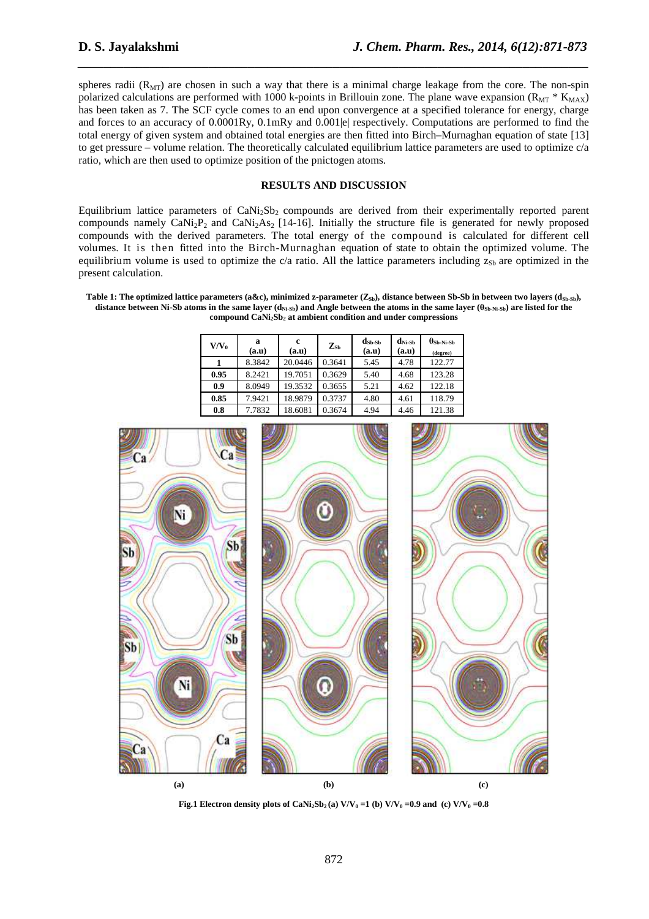spheres radii ($R_{MT}$) are chosen in such a way that there is a minimal charge leakage from the core. The non-spin polarized calculations are performed with 1000 k-points in Brillouin zone. The plane wave expansion ($R_{MT} * K_{MAX}$) has been taken as 7. The SCF cycle comes to an end upon convergence at a specified tolerance for energy, charge and forces to an accuracy of 0.0001Ry, 0.1mRy and 0.001|e| respectively. Computations are performed to find the total energy of given system and obtained total energies are then fitted into Birch–Murnaghan equation of state [13] to get pressure – volume relation. The theoretically calculated equilibrium lattice parameters are used to optimize c/a ratio, which are then used to optimize position of the pnictogen atoms.

## RESULTS AND DISCUSSION

Equilibrium lattice parameters of $CaNi_2Sb_2$ compounds are derived from their experimentally reported parent compounds namely $CaNi_2P_2$ and $CaNi_2As_2$ [14-16]. Initially the structure file is generated for newly proposed compounds with the derived parameters. The total energy of the compound is calculated for different cell volumes. It is then fitted into the Birch-Murnaghan equation of state to obtain the optimized volume. The equilibrium volume is used to optimize the c/a ratio. All the lattice parameters including $z_{Sb}$ are optimized in the present calculation.

**Table 1: The optimized lattice parameters (a&c), minimized z-parameter ($Z_{Sb}$), distance between Sb-Sb in between two layers ($d_{Sb-Sb}$), distance between Ni-Sb atoms in the same layer ($d_{Ni-Sb}$) and Angle between the atoms in the same layer ($\theta_{Sb-Ni-Sb}$) are listed for the compound $CaNi_2Sb_2$ at ambient condition and under compressions**

| $V/V_0$ | a (a.u) | c (a.u) | $Z_{Sb}$ | $d_{Sb-Sb}$ (a.u) | $d_{Ni-Sb}$ (a.u) | $\theta_{Sb-Ni-Sb}$ (degree) |
|---|---|---|---|---|---|---|
| 1 | 8.3842 | 20.0446 | 0.3641 | 5.45 | 4.78 | 122.77 |
| 0.95 | 8.2421 | 19.7051 | 0.3629 | 5.40 | 4.68 | 123.28 |
| 0.9 | 8.0949 | 19.3532 | 0.3655 | 5.21 | 4.62 | 122.18 |
| 0.85 | 7.9421 | 18.9879 | 0.3737 | 4.80 | 4.61 | 118.79 |
| 0.8 | 7.7832 | 18.6081 | 0.3674 | 4.94 | 4.46 | 121.38 |

(a) (b) (c)

**Fig.1 Electron density plots of $CaNi_2Sb_2$ (a) $V/V_0$ =1 (b) $V/V_0$ =0.9 and (c) $V/V_0$ =0.8**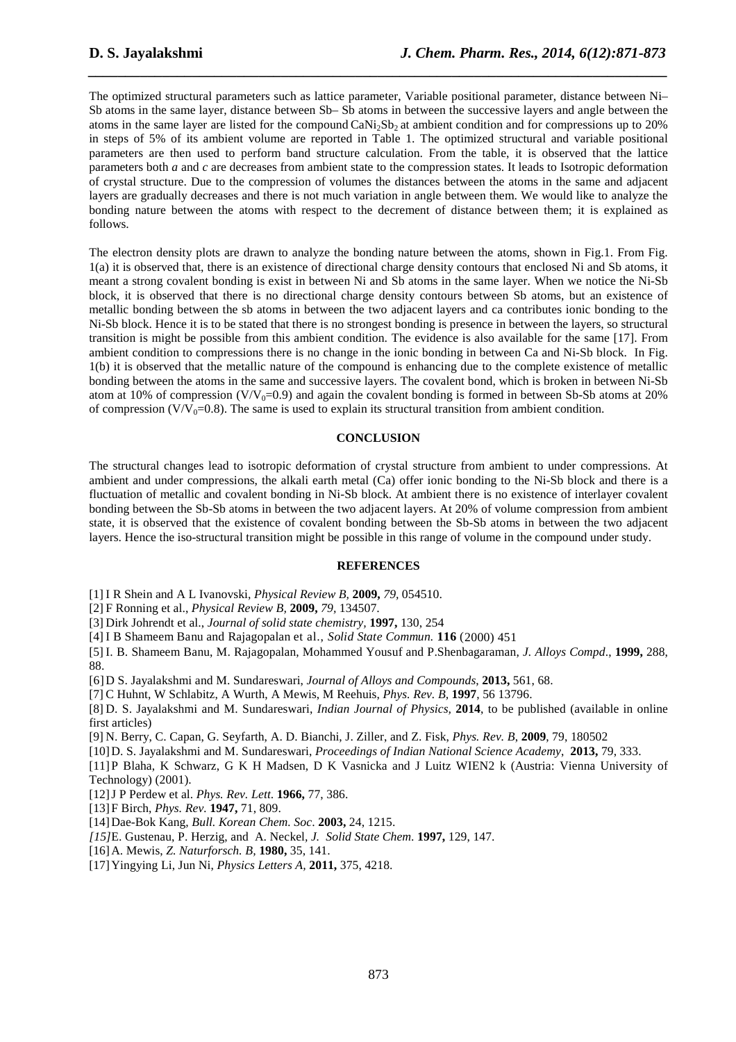The optimized structural parameters such as lattice parameter, Variable positional parameter, distance between Ni–Sb atoms in the same layer, distance between Sb– Sb atoms in between the successive layers and angle between the atoms in the same layer are listed for the compound $CaNi_2Sb_2$ at ambient condition and for compressions up to 20% in steps of 5% of its ambient volume are reported in Table 1. The optimized structural and variable positional parameters are then used to perform band structure calculation. From the table, it is observed that the lattice parameters both *a* and *c* are decreases from ambient state to the compression states. It leads to Isotropic deformation of crystal structure. Due to the compression of volumes the distances between the atoms in the same and adjacent layers are gradually decreases and there is not much variation in angle between them. We would like to analyze the bonding nature between the atoms with respect to the decrement of distance between them; it is explained as follows.

The electron density plots are drawn to analyze the bonding nature between the atoms, shown in Fig.1. From Fig. 1(a) it is observed that, there is an existence of directional charge density contours that enclosed Ni and Sb atoms, it meant a strong covalent bonding is exist in between Ni and Sb atoms in the same layer. When we notice the Ni-Sb block, it is observed that there is no directional charge density contours between Sb atoms, but an existence of metallic bonding between the sb atoms in between the two adjacent layers and ca contributes ionic bonding to the Ni-Sb block. Hence it is to be stated that there is no strongest bonding is presence in between the layers, so structural transition is might be possible from this ambient condition. The evidence is also available for the same [17]. From ambient condition to compressions there is no change in the ionic bonding in between Ca and Ni-Sb block. In Fig. 1(b) it is observed that the metallic nature of the compound is enhancing due to the complete existence of metallic bonding between the atoms in the same and successive layers. The covalent bond, which is broken in between Ni-Sb atom at 10% of compression ($V/V_0$=0.9) and again the covalent bonding is formed in between Sb-Sb atoms at 20% of compression ($V/V_0$=0.8). The same is used to explain its structural transition from ambient condition.

## CONCLUSION

The structural changes lead to isotropic deformation of crystal structure from ambient to under compressions. At ambient and under compressions, the alkali earth metal (Ca) offer ionic bonding to the Ni-Sb block and there is a fluctuation of metallic and covalent bonding in Ni-Sb block. At ambient there is no existence of interlayer covalent bonding between the Sb-Sb atoms in between the two adjacent layers. At 20% of volume compression from ambient state, it is observed that the existence of covalent bonding between the Sb-Sb atoms in between the two adjacent layers. Hence the iso-structural transition might be possible in this range of volume in the compound under study.

## REFERENCES

[1] I R Shein and A L Ivanovski, *Physical Review B*, **2009,** *79,* 054510.

[2] F Ronning et al., *Physical Review B*, **2009,** *79,* 134507.

[3] Dirk Johrendt et al., *Journal of solid state chemistry,* **1997,** 130, 254

[4] I B Shameem Banu and Rajagopalan et al., *Solid State Commun.* **116** (2000) 451

[5] I. B. Shameem Banu, M. Rajagopalan, Mohammed Yousuf and P.Shenbagaraman, *J. Alloys Compd*., **1999,** 288, 88.

[6] D S. Jayalakshmi and M. Sundareswari, *Journal of Alloys and Compounds*, **2013,** 561, 68.

[7] C Huhnt, W Schlabitz, A Wurth, A Mewis, M Reehuis, *Phys. Rev. B*, **1997**, 56 13796.

[8] D. S. Jayalakshmi and M. Sundareswari, *Indian Journal of Physics,* **2014**, to be published (available in online first articles)

[9] N. Berry, C. Capan, G. Seyfarth, A. D. Bianchi, J. Ziller, and Z. Fisk, *Phys. Rev. B*, **2009**, 79, 180502

[10] D. S. Jayalakshmi and M. Sundareswari, *Proceedings of Indian National Science Academy*, **2013,** 79, 333.

[11] P Blaha, K Schwarz, G K H Madsen, D K Vasnicka and J Luitz WIEN2 k (Austria: Vienna University of Technology) (2001).

[12] J P Perdew et al. *Phys. Rev. Lett*. **1966,** 77, 386.

[13] F Birch, *Phys. Rev.* **1947,** 71, 809.

[14] Dae-Bok Kang, *Bull. Korean Chem. Soc*. **2003,** 24, 1215.

*[15]* E. Gustenau, P. Herzig, and A. Neckel, *J. Solid State Chem.* **1997,** 129, 147.

[16] A. Mewis, *Z. Naturforsch. B*, **1980,** 35, 141.

[17] Yingying Li, Jun Ni, *Physics Letters A,* **2011,** 375, 4218.